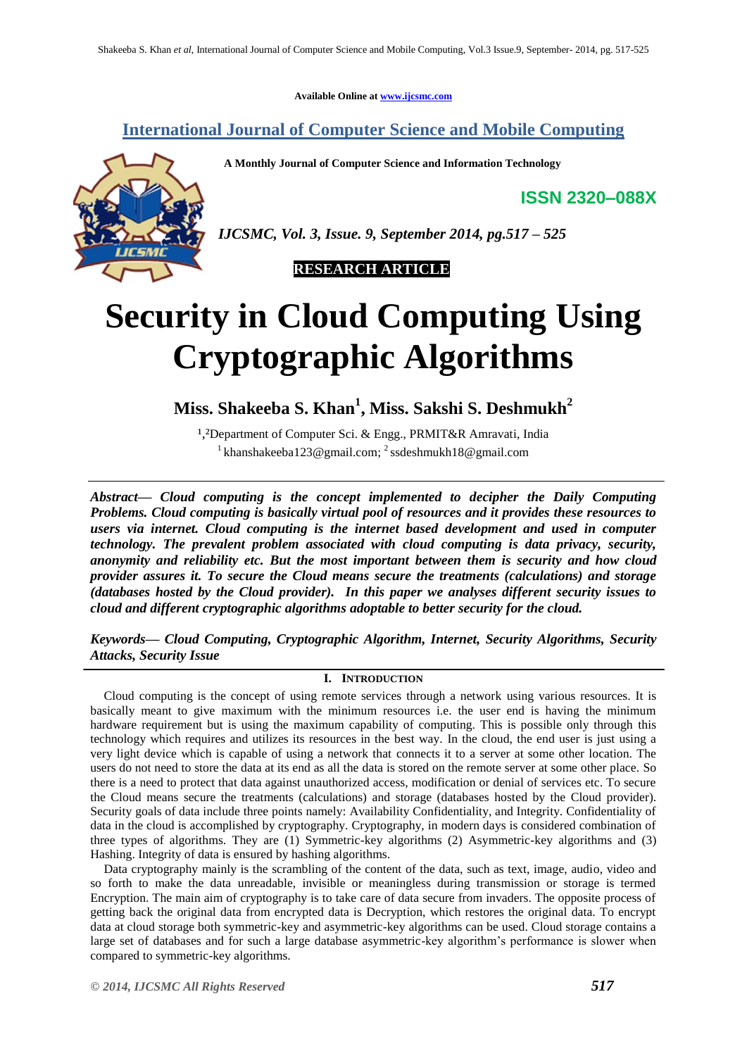Available Online at www.ijcsmc.com

# International Journal of Computer Science and Mobile Computing

**A Monthly Journal of Computer Science and Information Technology**

**ISSN 2320–088X**

*IJCSMC, Vol. 3, Issue. 9, September 2014, pg.517 – 525*

**RESEARCH ARTICLE**

# Security in Cloud Computing Using Cryptographic Algorithms

**Miss. Shakeeba S. Khan[1], Miss. Sakshi S. Deshmukh[2]**

[1,2]Department of Computer Sci. & Engg., PRMIT&R Amravati, India
[1] khanshakeeba123@gmail.com; [2] ssdeshmukh18@gmail.com

***Abstract— Cloud computing is the concept implemented to decipher the Daily Computing Problems. Cloud computing is basically virtual pool of resources and it provides these resources to users via internet. Cloud computing is the internet based development and used in computer technology. The prevalent problem associated with cloud computing is data privacy, security, anonymity and reliability etc. But the most important between them is security and how cloud provider assures it. To secure the Cloud means secure the treatments (calculations) and storage (databases hosted by the Cloud provider). In this paper we analyses different security issues to cloud and different cryptographic algorithms adoptable to better security for the cloud.***

***Keywords— Cloud Computing, Cryptographic Algorithm, Internet, Security Algorithms, Security Attacks, Security Issue***

## I. Introduction

Cloud computing is the concept of using remote services through a network using various resources. It is basically meant to give maximum with the minimum resources i.e. the user end is having the minimum hardware requirement but is using the maximum capability of computing. This is possible only through this technology which requires and utilizes its resources in the best way. In the cloud, the end user is just using a very light device which is capable of using a network that connects it to a server at some other location. The users do not need to store the data at its end as all the data is stored on the remote server at some other place. So there is a need to protect that data against unauthorized access, modification or denial of services etc. To secure the Cloud means secure the treatments (calculations) and storage (databases hosted by the Cloud provider). Security goals of data include three points namely: Availability Confidentiality, and Integrity. Confidentiality of data in the cloud is accomplished by cryptography. Cryptography, in modern days is considered combination of three types of algorithms. They are (1) Symmetric-key algorithms (2) Asymmetric-key algorithms and (3) Hashing. Integrity of data is ensured by hashing algorithms.

Data cryptography mainly is the scrambling of the content of the data, such as text, image, audio, video and so forth to make the data unreadable, invisible or meaningless during transmission or storage is termed Encryption. The main aim of cryptography is to take care of data secure from invaders. The opposite process of getting back the original data from encrypted data is Decryption, which restores the original data. To encrypt data at cloud storage both symmetric-key and asymmetric-key algorithms can be used. Cloud storage contains a large set of databases and for such a large database asymmetric-key algorithm's performance is slower when compared to symmetric-key algorithms.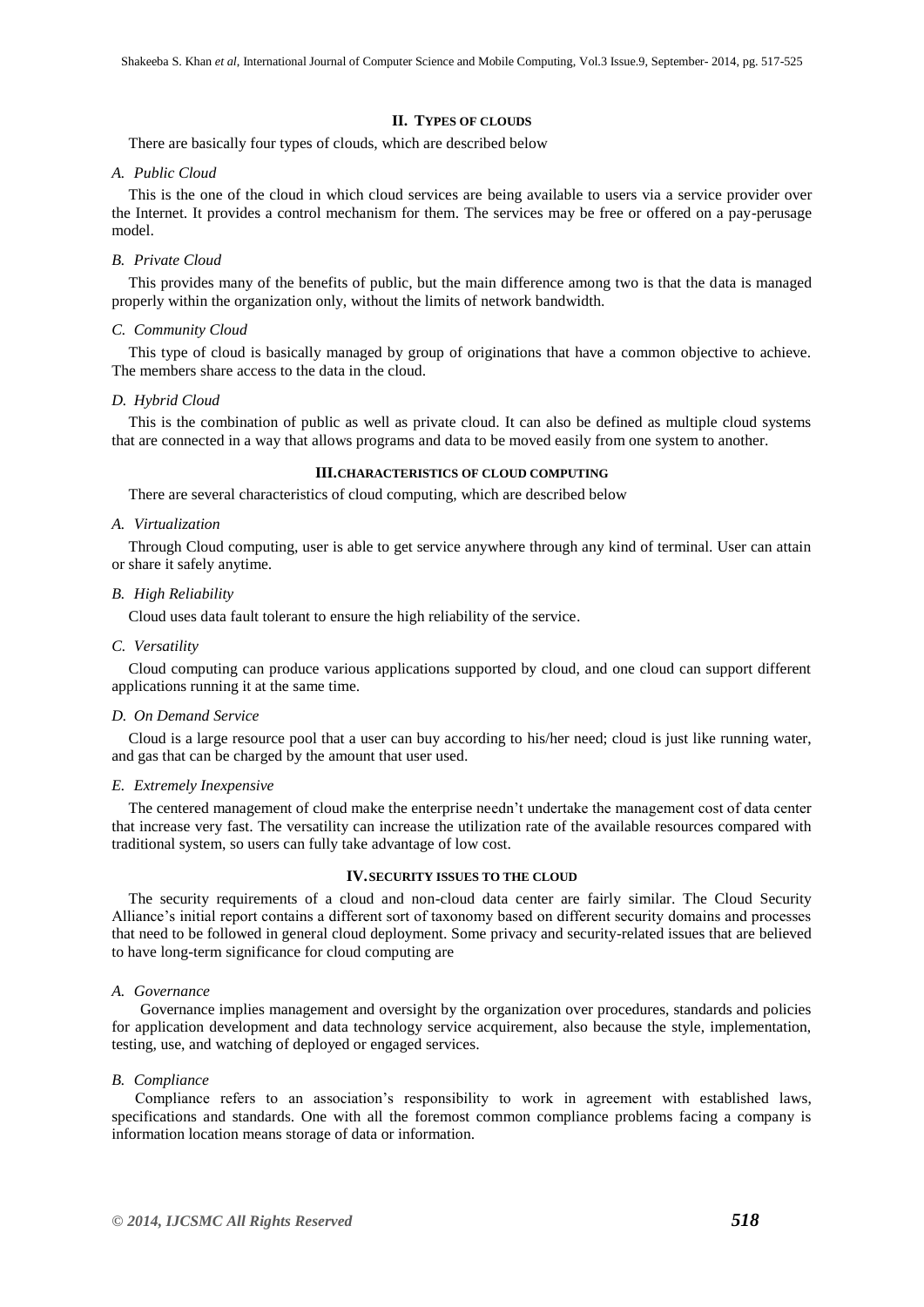## II. TYPES OF CLOUDS

There are basically four types of clouds, which are described below

### *A. Public Cloud*

This is the one of the cloud in which cloud services are being available to users via a service provider over the Internet. It provides a control mechanism for them. The services may be free or offered on a pay-perusage model.

### *B. Private Cloud*

This provides many of the benefits of public, but the main difference among two is that the data is managed properly within the organization only, without the limits of network bandwidth.

### *C. Community Cloud*

This type of cloud is basically managed by group of originations that have a common objective to achieve. The members share access to the data in the cloud.

### *D. Hybrid Cloud*

This is the combination of public as well as private cloud. It can also be defined as multiple cloud systems that are connected in a way that allows programs and data to be moved easily from one system to another.

## III. CHARACTERISTICS OF CLOUD COMPUTING

There are several characteristics of cloud computing, which are described below

### *A. Virtualization*

Through Cloud computing, user is able to get service anywhere through any kind of terminal. User can attain or share it safely anytime.

### *B. High Reliability*

Cloud uses data fault tolerant to ensure the high reliability of the service.

### *C. Versatility*

Cloud computing can produce various applications supported by cloud, and one cloud can support different applications running it at the same time.

### *D. On Demand Service*

Cloud is a large resource pool that a user can buy according to his/her need; cloud is just like running water, and gas that can be charged by the amount that user used.

### *E. Extremely Inexpensive*

The centered management of cloud make the enterprise needn't undertake the management cost of data center that increase very fast. The versatility can increase the utilization rate of the available resources compared with traditional system, so users can fully take advantage of low cost.

## IV. SECURITY ISSUES TO THE CLOUD

The security requirements of a cloud and non-cloud data center are fairly similar. The Cloud Security Alliance's initial report contains a different sort of taxonomy based on different security domains and processes that need to be followed in general cloud deployment. Some privacy and security-related issues that are believed to have long-term significance for cloud computing are

### *A. Governance*

Governance implies management and oversight by the organization over procedures, standards and policies for application development and data technology service acquirement, also because the style, implementation, testing, use, and watching of deployed or engaged services.

### *B. Compliance*

Compliance refers to an association's responsibility to work in agreement with established laws, specifications and standards. One with all the foremost common compliance problems facing a company is information location means storage of data or information.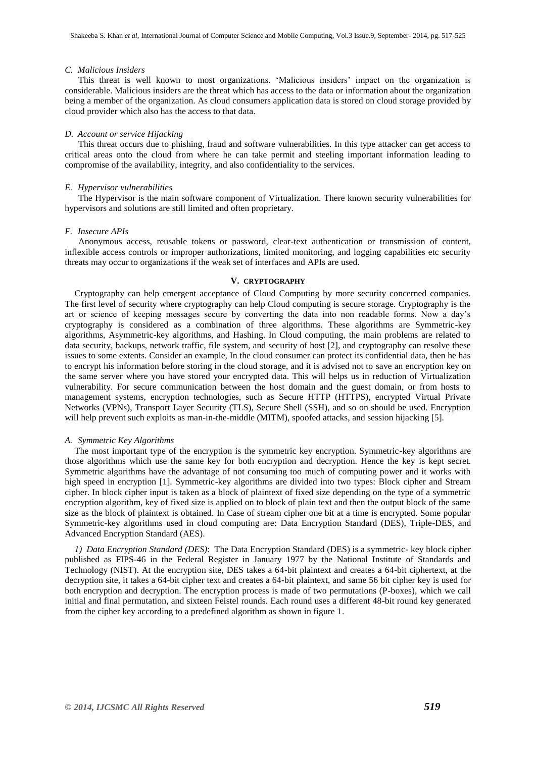### *C. Malicious Insiders*

This threat is well known to most organizations. 'Malicious insiders' impact on the organization is considerable. Malicious insiders are the threat which has access to the data or information about the organization being a member of the organization. As cloud consumers application data is stored on cloud storage provided by cloud provider which also has the access to that data.

### *D. Account or service Hijacking*

This threat occurs due to phishing, fraud and software vulnerabilities. In this type attacker can get access to critical areas onto the cloud from where he can take permit and steeling important information leading to compromise of the availability, integrity, and also confidentiality to the services.

### *E. Hypervisor vulnerabilities*

The Hypervisor is the main software component of Virtualization. There known security vulnerabilities for hypervisors and solutions are still limited and often proprietary.

### *F. Insecure APIs*

Anonymous access, reusable tokens or password, clear-text authentication or transmission of content, inflexible access controls or improper authorizations, limited monitoring, and logging capabilities etc security threats may occur to organizations if the weak set of interfaces and APIs are used.

## V. CRYPTOGRAPHY

Cryptography can help emergent acceptance of Cloud Computing by more security concerned companies. The first level of security where cryptography can help Cloud computing is secure storage. Cryptography is the art or science of keeping messages secure by converting the data into non readable forms. Now a day's cryptography is considered as a combination of three algorithms. These algorithms are Symmetric-key algorithms, Asymmetric-key algorithms, and Hashing. In Cloud computing, the main problems are related to data security, backups, network traffic, file system, and security of host [2], and cryptography can resolve these issues to some extents. Consider an example, In the cloud consumer can protect its confidential data, then he has to encrypt his information before storing in the cloud storage, and it is advised not to save an encryption key on the same server where you have stored your encrypted data. This will helps us in reduction of Virtualization vulnerability. For secure communication between the host domain and the guest domain, or from hosts to management systems, encryption technologies, such as Secure HTTP (HTTPS), encrypted Virtual Private Networks (VPNs), Transport Layer Security (TLS), Secure Shell (SSH), and so on should be used. Encryption will help prevent such exploits as man-in-the-middle (MITM), spoofed attacks, and session hijacking [5].

### *A. Symmetric Key Algorithms*

The most important type of the encryption is the symmetric key encryption. Symmetric-key algorithms are those algorithms which use the same key for both encryption and decryption. Hence the key is kept secret. Symmetric algorithms have the advantage of not consuming too much of computing power and it works with high speed in encryption [1]. Symmetric-key algorithms are divided into two types: Block cipher and Stream cipher. In block cipher input is taken as a block of plaintext of fixed size depending on the type of a symmetric encryption algorithm, key of fixed size is applied on to block of plain text and then the output block of the same size as the block of plaintext is obtained. In Case of stream cipher one bit at a time is encrypted. Some popular Symmetric-key algorithms used in cloud computing are: Data Encryption Standard (DES), Triple-DES, and Advanced Encryption Standard (AES).

*1) Data Encryption Standard (DES)*: The Data Encryption Standard (DES) is a symmetric- key block cipher published as FIPS-46 in the Federal Register in January 1977 by the National Institute of Standards and Technology (NIST). At the encryption site, DES takes a 64-bit plaintext and creates a 64-bit ciphertext, at the decryption site, it takes a 64-bit cipher text and creates a 64-bit plaintext, and same 56 bit cipher key is used for both encryption and decryption. The encryption process is made of two permutations (P-boxes), which we call initial and final permutation, and sixteen Feistel rounds. Each round uses a different 48-bit round key generated from the cipher key according to a predefined algorithm as shown in figure 1.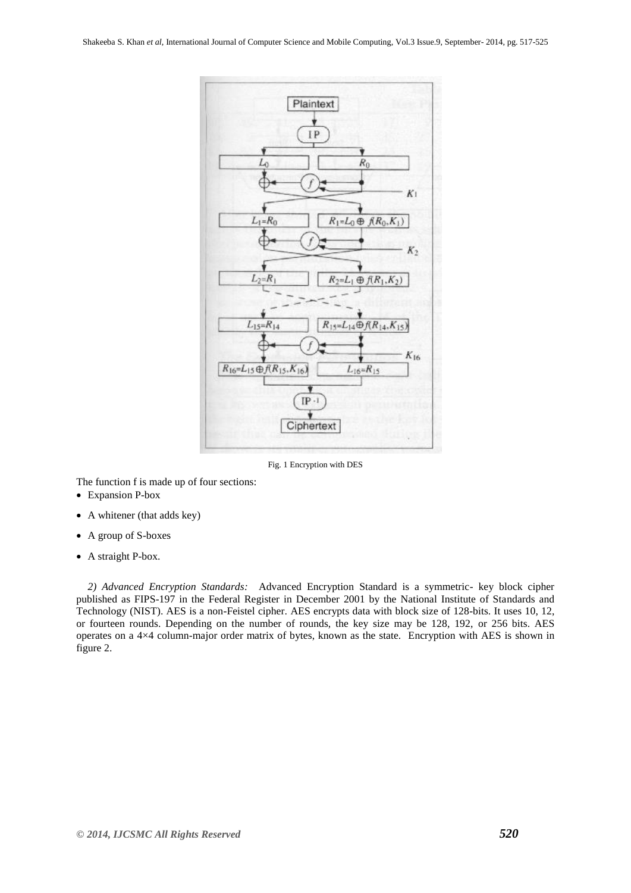Fig. 1 Encryption with DES

The function f is made up of four sections:

- Expansion P-box
- A whitener (that adds key)
- A group of S-boxes
- A straight P-box.

*2) Advanced Encryption Standards:* Advanced Encryption Standard is a symmetric- key block cipher published as FIPS-197 in the Federal Register in December 2001 by the National Institute of Standards and Technology (NIST). AES is a non-Feistel cipher. AES encrypts data with block size of 128-bits. It uses 10, 12, or fourteen rounds. Depending on the number of rounds, the key size may be 128, 192, or 256 bits. AES operates on a 4×4 column-major order matrix of bytes, known as the state. Encryption with AES is shown in figure 2.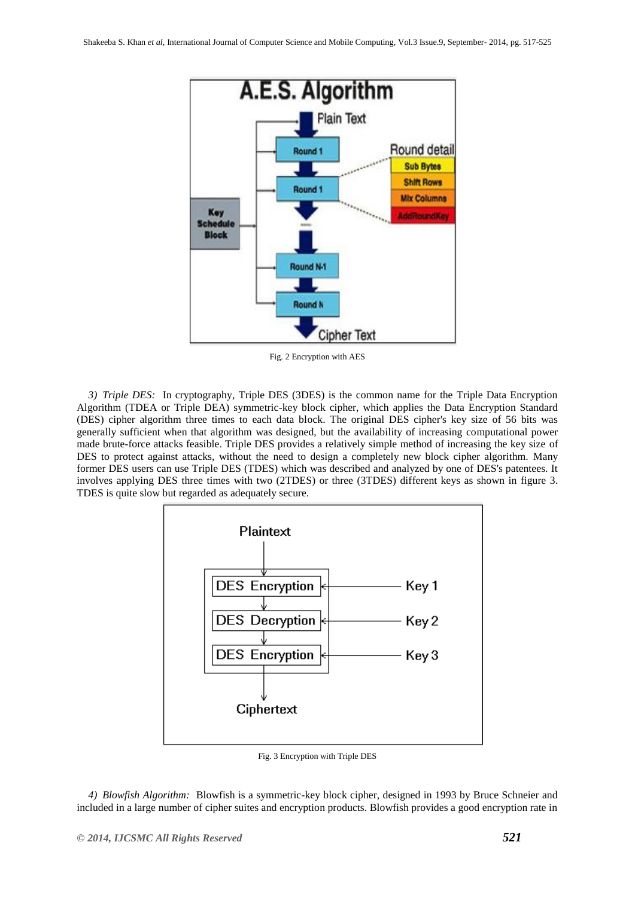Fig. 2 Encryption with AES

*3) Triple DES:* In cryptography, Triple DES (3DES) is the common name for the Triple Data Encryption Algorithm (TDEA or Triple DEA) symmetric-key block cipher, which applies the Data Encryption Standard (DES) cipher algorithm three times to each data block. The original DES cipher's key size of 56 bits was generally sufficient when that algorithm was designed, but the availability of increasing computational power made brute-force attacks feasible. Triple DES provides a relatively simple method of increasing the key size of DES to protect against attacks, without the need to design a completely new block cipher algorithm. Many former DES users can use Triple DES (TDES) which was described and analyzed by one of DES's patentees. It involves applying DES three times with two (2TDES) or three (3TDES) different keys as shown in figure 3. TDES is quite slow but regarded as adequately secure.

Fig. 3 Encryption with Triple DES

*4) Blowfish Algorithm:* Blowfish is a symmetric-key block cipher, designed in 1993 by Bruce Schneier and included in a large number of cipher suites and encryption products. Blowfish provides a good encryption rate in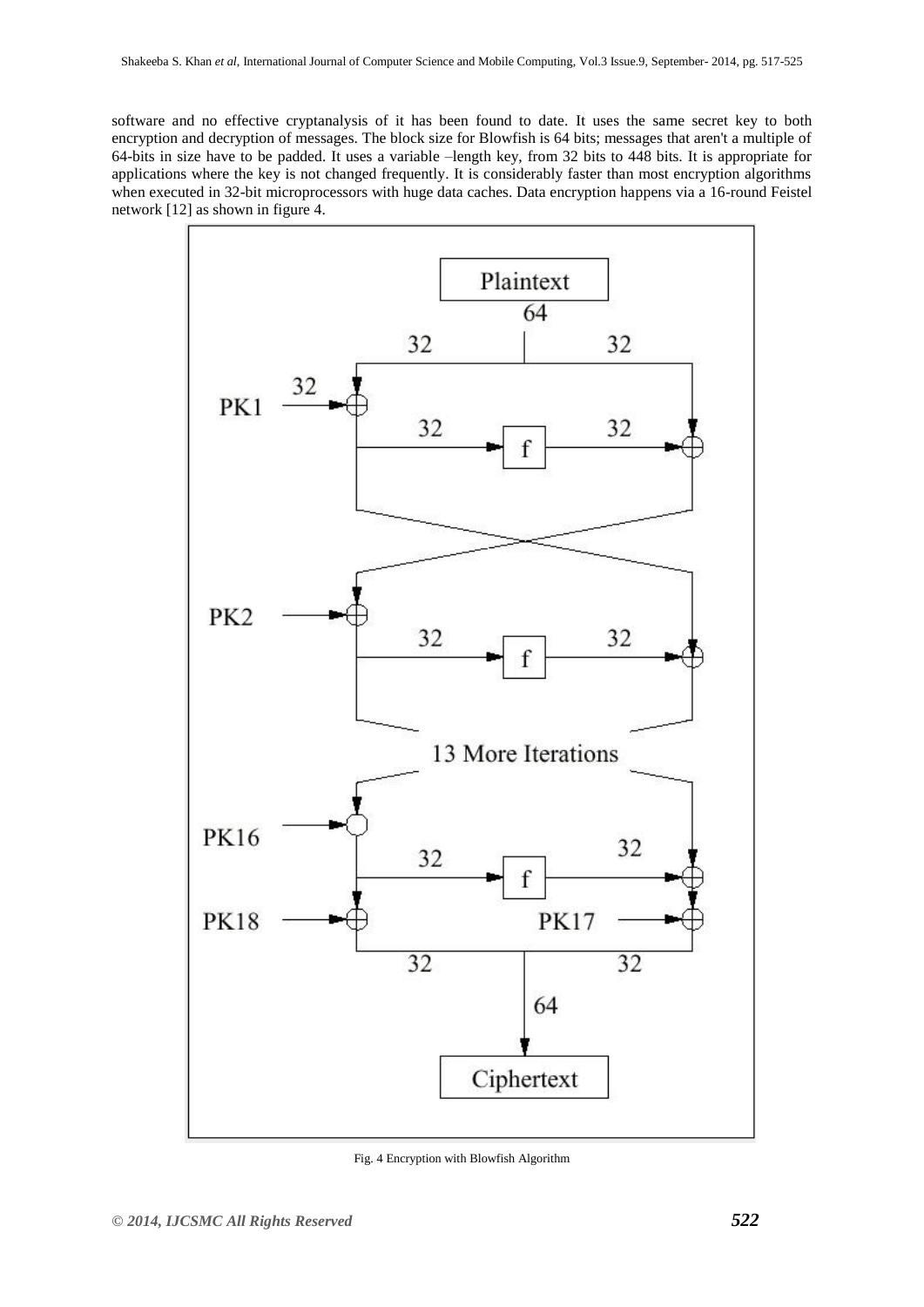software and no effective cryptanalysis of it has been found to date. It uses the same secret key to both encryption and decryption of messages. The block size for Blowfish is 64 bits; messages that aren't a multiple of 64-bits in size have to be padded. It uses a variable –length key, from 32 bits to 448 bits. It is appropriate for applications where the key is not changed frequently. It is considerably faster than most encryption algorithms when executed in 32-bit microprocessors with huge data caches. Data encryption happens via a 16-round Feistel network [12] as shown in figure 4.

Fig. 4 Encryption with Blowfish Algorithm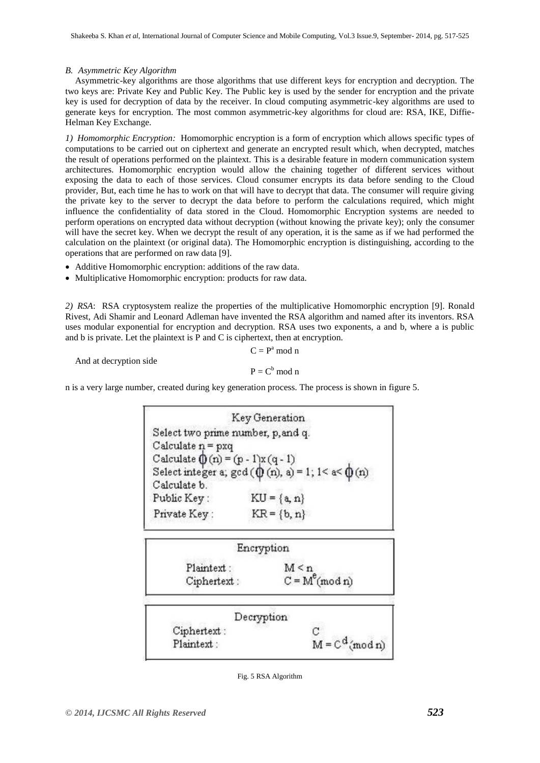*B. Asymmetric Key Algorithm*

Asymmetric-key algorithms are those algorithms that use different keys for encryption and decryption. The two keys are: Private Key and Public Key. The Public key is used by the sender for encryption and the private key is used for decryption of data by the receiver. In cloud computing asymmetric-key algorithms are used to generate keys for encryption. The most common asymmetric-key algorithms for cloud are: RSA, IKE, Diffie-Helman Key Exchange.

*1) Homomorphic Encryption:* Homomorphic encryption is a form of encryption which allows specific types of computations to be carried out on ciphertext and generate an encrypted result which, when decrypted, matches the result of operations performed on the plaintext. This is a desirable feature in modern communication system architectures. Homomorphic encryption would allow the chaining together of different services without exposing the data to each of those services. Cloud consumer encrypts its data before sending to the Cloud provider, But, each time he has to work on that will have to decrypt that data. The consumer will require giving the private key to the server to decrypt the data before to perform the calculations required, which might influence the confidentiality of data stored in the Cloud. Homomorphic Encryption systems are needed to perform operations on encrypted data without decryption (without knowing the private key); only the consumer will have the secret key. When we decrypt the result of any operation, it is the same as if we had performed the calculation on the plaintext (or original data). The Homomorphic encryption is distinguishing, according to the operations that are performed on raw data [9].

- Additive Homomorphic encryption: additions of the raw data.
- Multiplicative Homomorphic encryption: products for raw data.

*2) RSA*: RSA cryptosystem realize the properties of the multiplicative Homomorphic encryption [9]. Ronald Rivest, Adi Shamir and Leonard Adleman have invented the RSA algorithm and named after its inventors. RSA uses modular exponential for encryption and decryption. RSA uses two exponents, a and b, where a is public and b is private. Let the plaintext is P and C is ciphertext, then at encryption.

$$C = P^a \bmod n$$

And at decryption side

$$P = C^b \bmod n$$

n is a very large number, created during key generation process. The process is shown in figure 5.

**Key Generation**

Select two prime number, p, and q.
Calculate $n = p \times q$
Calculate $\phi(n) = (p-1) \times (q-1)$
Select integer a; $\gcd(\phi(n), a) = 1;\ 1 < a < \phi(n)$
Calculate b.
Public Key: $KU = \{a, n\}$
Private Key: $KR = \{b, n\}$

**Encryption**

Plaintext: $M < n$
Ciphertext: $C = M^e (\bmod n)$

**Decryption**

Ciphertext: $C$
Plaintext: $M = C^d (\bmod n)$

Fig. 5 RSA Algorithm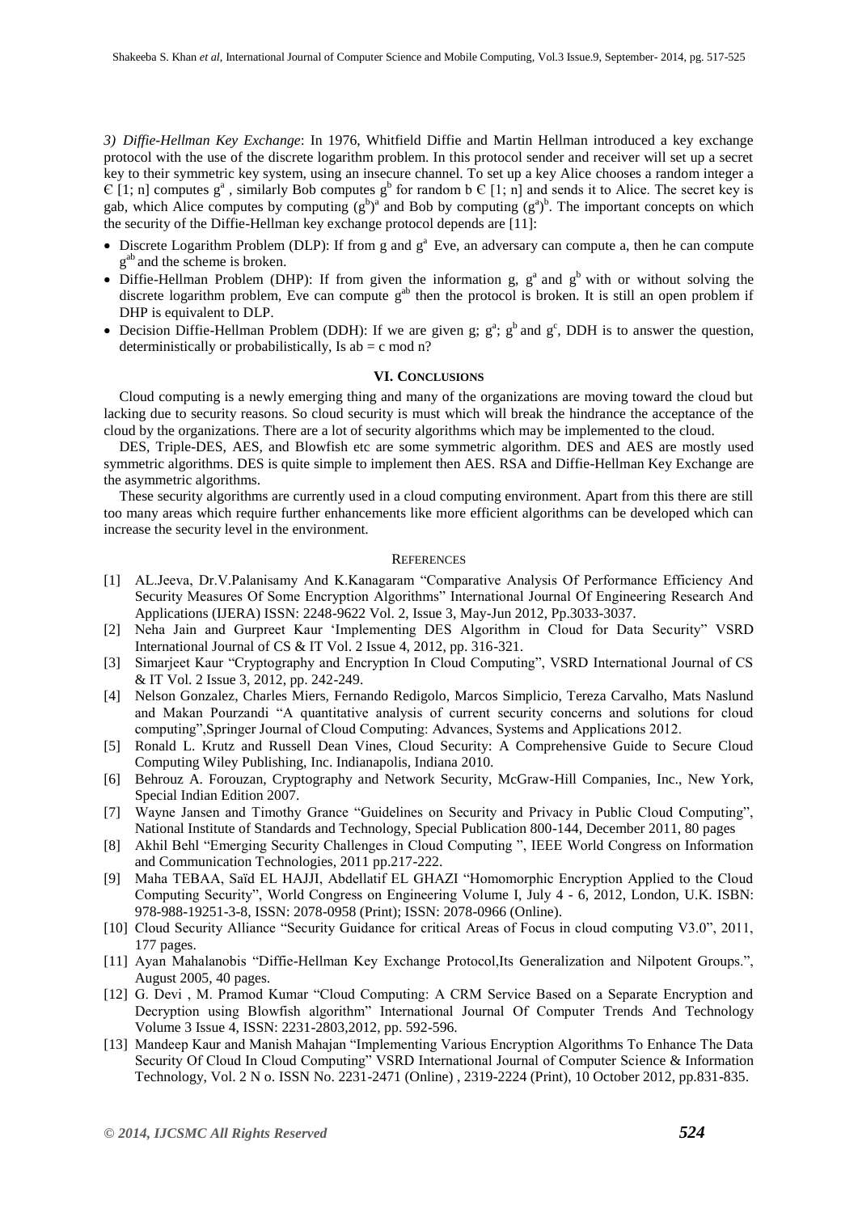*3) Diffie-Hellman Key Exchange*: In 1976, Whitfield Diffie and Martin Hellman introduced a key exchange protocol with the use of the discrete logarithm problem. In this protocol sender and receiver will set up a secret key to their symmetric key system, using an insecure channel. To set up a key Alice chooses a random integer a Є [1; n] computes $g^a$ , similarly Bob computes $g^b$ for random b Є [1; n] and sends it to Alice. The secret key is gab, which Alice computes by computing $(g^b)^a$ and Bob by computing $(g^a)^b$. The important concepts on which the security of the Diffie-Hellman key exchange protocol depends are [11]:

- Discrete Logarithm Problem (DLP): If from g and $g^a$ Eve, an adversary can compute a, then he can compute $g^{ab}$ and the scheme is broken.
- Diffie-Hellman Problem (DHP): If from given the information g, $g^a$ and $g^b$ with or without solving the discrete logarithm problem, Eve can compute $g^{ab}$ then the protocol is broken. It is still an open problem if DHP is equivalent to DLP.
- Decision Diffie-Hellman Problem (DDH): If we are given g; $g^a$; $g^b$ and $g^c$, DDH is to answer the question, deterministically or probabilistically, Is ab = c mod n?

## VI. Conclusions

Cloud computing is a newly emerging thing and many of the organizations are moving toward the cloud but lacking due to security reasons. So cloud security is must which will break the hindrance the acceptance of the cloud by the organizations. There are a lot of security algorithms which may be implemented to the cloud.

DES, Triple-DES, AES, and Blowfish etc are some symmetric algorithm. DES and AES are mostly used symmetric algorithms. DES is quite simple to implement then AES. RSA and Diffie-Hellman Key Exchange are the asymmetric algorithms.

These security algorithms are currently used in a cloud computing environment. Apart from this there are still too many areas which require further enhancements like more efficient algorithms can be developed which can increase the security level in the environment.

## References

[1] AL.Jeeva, Dr.V.Palanisamy And K.Kanagaram "Comparative Analysis Of Performance Efficiency And Security Measures Of Some Encryption Algorithms" International Journal Of Engineering Research And Applications (IJERA) ISSN: 2248-9622 Vol. 2, Issue 3, May-Jun 2012, Pp.3033-3037.

[2] Neha Jain and Gurpreet Kaur 'Implementing DES Algorithm in Cloud for Data Security" VSRD International Journal of CS & IT Vol. 2 Issue 4, 2012, pp. 316-321.

[3] Simarjeet Kaur "Cryptography and Encryption In Cloud Computing", VSRD International Journal of CS & IT Vol. 2 Issue 3, 2012, pp. 242-249.

[4] Nelson Gonzalez, Charles Miers, Fernando Redigolo, Marcos Simplicio, Tereza Carvalho, Mats Naslund and Makan Pourzandi "A quantitative analysis of current security concerns and solutions for cloud computing",Springer Journal of Cloud Computing: Advances, Systems and Applications 2012.

[5] Ronald L. Krutz and Russell Dean Vines, Cloud Security: A Comprehensive Guide to Secure Cloud Computing Wiley Publishing, Inc. Indianapolis, Indiana 2010.

[6] Behrouz A. Forouzan, Cryptography and Network Security, McGraw-Hill Companies, Inc., New York, Special Indian Edition 2007.

[7] Wayne Jansen and Timothy Grance "Guidelines on Security and Privacy in Public Cloud Computing", National Institute of Standards and Technology, Special Publication 800-144, December 2011, 80 pages

[8] Akhil Behl "Emerging Security Challenges in Cloud Computing ", IEEE World Congress on Information and Communication Technologies, 2011 pp.217-222.

[9] Maha TEBAA, Saïd EL HAJJI, Abdellatif EL GHAZI "Homomorphic Encryption Applied to the Cloud Computing Security", World Congress on Engineering Volume I, July 4 - 6, 2012, London, U.K. ISBN: 978-988-19251-3-8, ISSN: 2078-0958 (Print); ISSN: 2078-0966 (Online).

[10] Cloud Security Alliance "Security Guidance for critical Areas of Focus in cloud computing V3.0", 2011, 177 pages.

[11] Ayan Mahalanobis "Diffie-Hellman Key Exchange Protocol,Its Generalization and Nilpotent Groups.", August 2005, 40 pages.

[12] G. Devi , M. Pramod Kumar "Cloud Computing: A CRM Service Based on a Separate Encryption and Decryption using Blowfish algorithm" International Journal Of Computer Trends And Technology Volume 3 Issue 4, ISSN: 2231-2803,2012, pp. 592-596.

[13] Mandeep Kaur and Manish Mahajan "Implementing Various Encryption Algorithms To Enhance The Data Security Of Cloud In Cloud Computing" VSRD International Journal of Computer Science & Information Technology, Vol. 2 N o. ISSN No. 2231-2471 (Online) , 2319-2224 (Print), 10 October 2012, pp.831-835.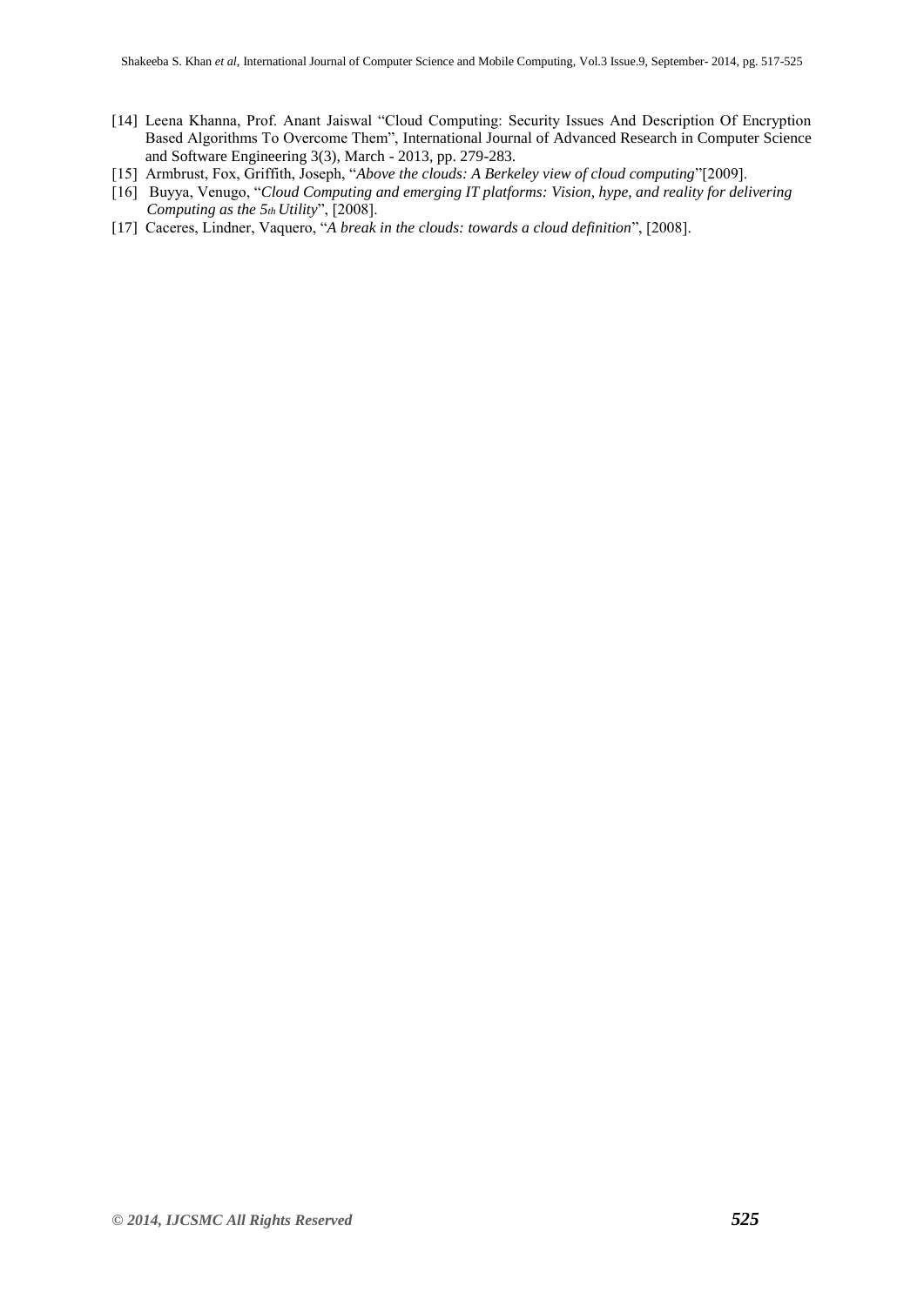[14] Leena Khanna, Prof. Anant Jaiswal "Cloud Computing: Security Issues And Description Of Encryption Based Algorithms To Overcome Them", International Journal of Advanced Research in Computer Science and Software Engineering 3(3), March - 2013, pp. 279-283.

[15] Armbrust, Fox, Griffith, Joseph, "*Above the clouds: A Berkeley view of cloud computing*"[2009].

[16] Buyya, Venugo, "*Cloud Computing and emerging IT platforms: Vision, hype, and reality for delivering Computing as the 5th Utility*", [2008].

[17] Caceres, Lindner, Vaquero, "*A break in the clouds: towards a cloud definition*", [2008].